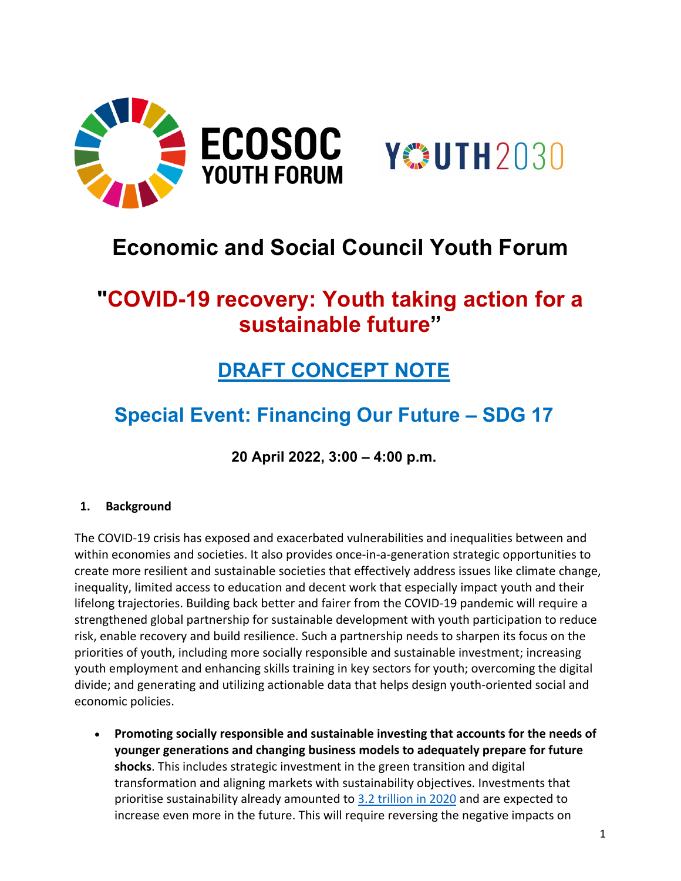# Economic and Social Council Youth Forum

## "COVID-19 recovery: Youth taking action for a sustainable future"

## DRAFT CONCEPT NOTE

## Special Event: Financing Our Future – SDG 17

**20 April 2022, 3:00 – 4:00 p.m.**

### 1. Background

The COVID-19 crisis has exposed and exacerbated vulnerabilities and inequalities between and within economies and societies. It also provides once-in-a-generation strategic opportunities to create more resilient and sustainable societies that effectively address issues like climate change, inequality, limited access to education and decent work that especially impact youth and their lifelong trajectories. Building back better and fairer from the COVID-19 pandemic will require a strengthened global partnership for sustainable development with youth participation to reduce risk, enable recovery and build resilience. Such a partnership needs to sharpen its focus on the priorities of youth, including more socially responsible and sustainable investment; increasing youth employment and enhancing skills training in key sectors for youth; overcoming the digital divide; and generating and utilizing actionable data that helps design youth-oriented social and economic policies.

- **Promoting socially responsible and sustainable investing that accounts for the needs of younger generations and changing business models to adequately prepare for future shocks**. This includes strategic investment in the green transition and digital transformation and aligning markets with sustainability objectives. Investments that prioritise sustainability already amounted to 3.2 trillion in 2020 and are expected to increase even more in the future. This will require reversing the negative impacts on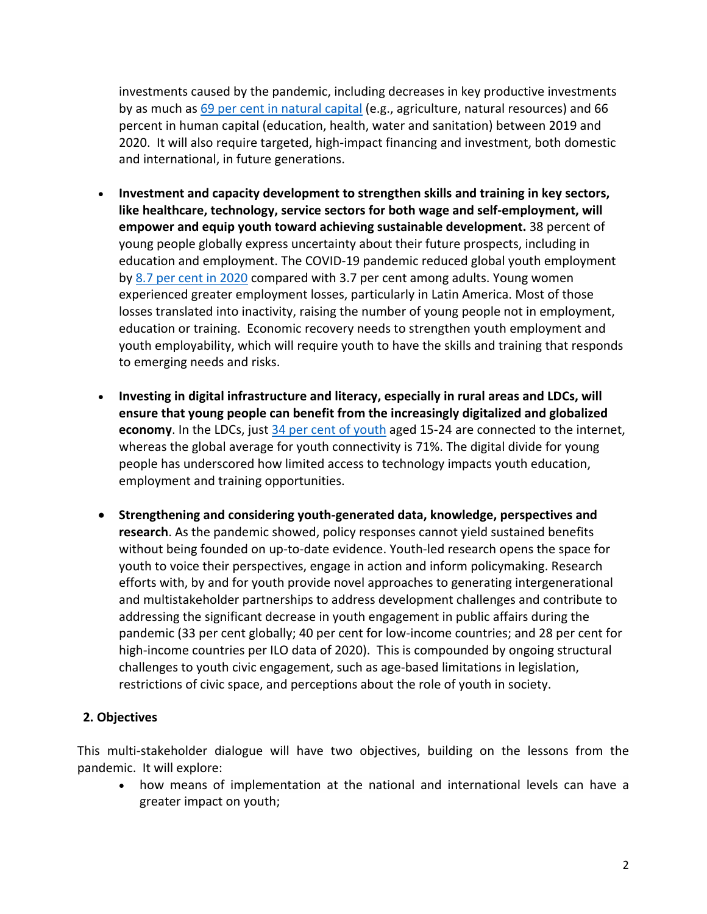investments caused by the pandemic, including decreases in key productive investments by as much as 69 per cent in natural capital (e.g., agriculture, natural resources) and 66 percent in human capital (education, health, water and sanitation) between 2019 and 2020. It will also require targeted, high-impact financing and investment, both domestic and international, in future generations.

- **Investment and capacity development to strengthen skills and training in key sectors, like healthcare, technology, service sectors for both wage and self-employment, will empower and equip youth toward achieving sustainable development.** 38 percent of young people globally express uncertainty about their future prospects, including in education and employment. The COVID-19 pandemic reduced global youth employment by 8.7 per cent in 2020 compared with 3.7 per cent among adults. Young women experienced greater employment losses, particularly in Latin America. Most of those losses translated into inactivity, raising the number of young people not in employment, education or training. Economic recovery needs to strengthen youth employment and youth employability, which will require youth to have the skills and training that responds to emerging needs and risks.

- **Investing in digital infrastructure and literacy, especially in rural areas and LDCs, will ensure that young people can benefit from the increasingly digitalized and globalized economy**. In the LDCs, just 34 per cent of youth aged 15-24 are connected to the internet, whereas the global average for youth connectivity is 71%. The digital divide for young people has underscored how limited access to technology impacts youth education, employment and training opportunities.

- **Strengthening and considering youth-generated data, knowledge, perspectives and research**. As the pandemic showed, policy responses cannot yield sustained benefits without being founded on up-to-date evidence. Youth-led research opens the space for youth to voice their perspectives, engage in action and inform policymaking. Research efforts with, by and for youth provide novel approaches to generating intergenerational and multistakeholder partnerships to address development challenges and contribute to addressing the significant decrease in youth engagement in public affairs during the pandemic (33 per cent globally; 40 per cent for low-income countries; and 28 per cent for high-income countries per ILO data of 2020). This is compounded by ongoing structural challenges to youth civic engagement, such as age-based limitations in legislation, restrictions of civic space, and perceptions about the role of youth in society.

## 2. Objectives

This multi-stakeholder dialogue will have two objectives, building on the lessons from the pandemic. It will explore:

- how means of implementation at the national and international levels can have a greater impact on youth;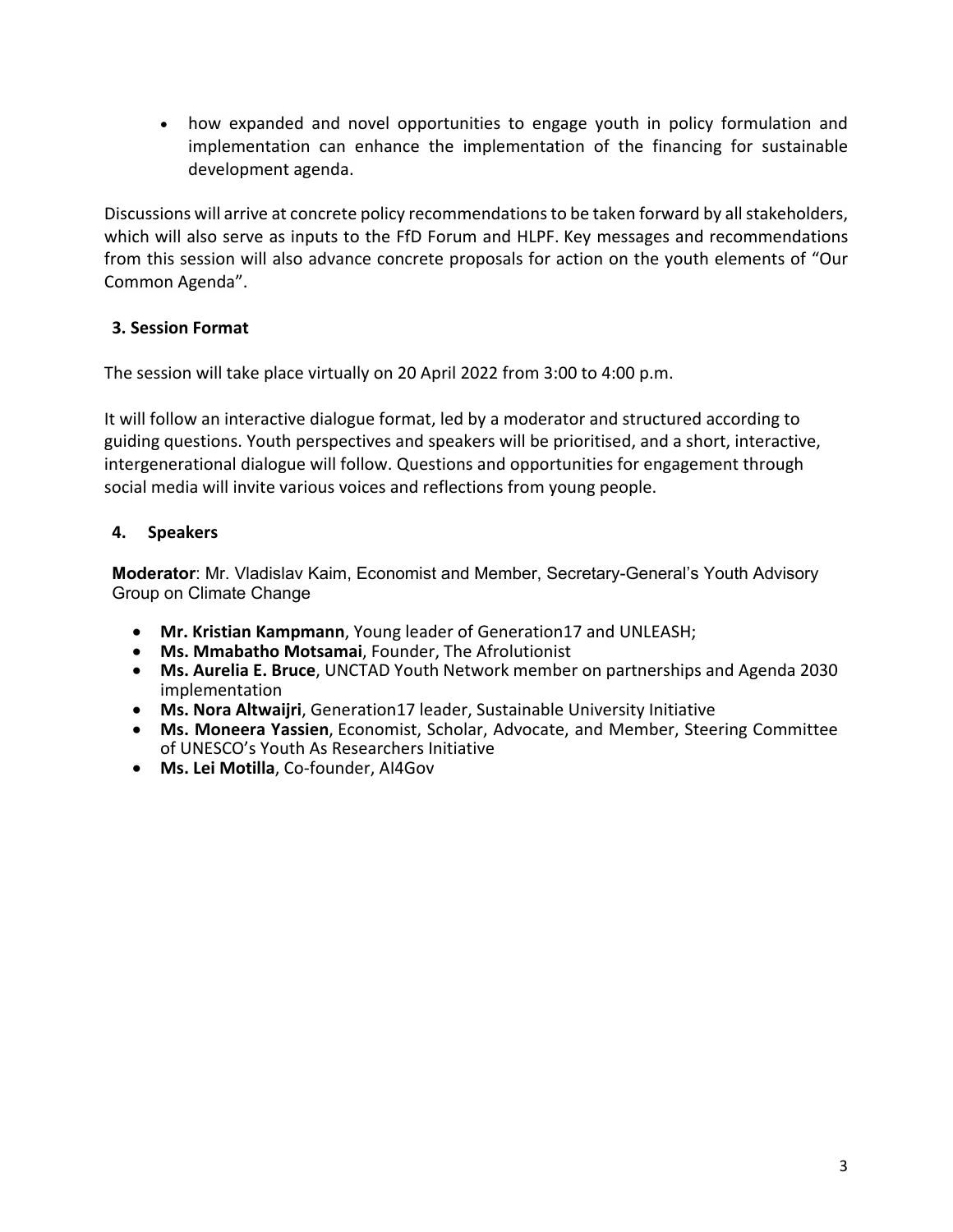- how expanded and novel opportunities to engage youth in policy formulation and implementation can enhance the implementation of the financing for sustainable development agenda.

Discussions will arrive at concrete policy recommendations to be taken forward by all stakeholders, which will also serve as inputs to the FfD Forum and HLPF. Key messages and recommendations from this session will also advance concrete proposals for action on the youth elements of "Our Common Agenda".

## 3. Session Format

The session will take place virtually on 20 April 2022 from 3:00 to 4:00 p.m.

It will follow an interactive dialogue format, led by a moderator and structured according to guiding questions. Youth perspectives and speakers will be prioritised, and a short, interactive, intergenerational dialogue will follow. Questions and opportunities for engagement through social media will invite various voices and reflections from young people.

## 4. Speakers

**Moderator**: Mr. Vladislav Kaim, Economist and Member, Secretary-General's Youth Advisory Group on Climate Change

- **Mr. Kristian Kampmann**, Young leader of Generation17 and UNLEASH;
- **Ms. Mmabatho Motsamai**, Founder, The Afrolutionist
- **Ms. Aurelia E. Bruce**, UNCTAD Youth Network member on partnerships and Agenda 2030 implementation
- **Ms. Nora Altwaijri**, Generation17 leader, Sustainable University Initiative
- **Ms. Moneera Yassien**, Economist, Scholar, Advocate, and Member, Steering Committee of UNESCO's Youth As Researchers Initiative
- **Ms. Lei Motilla**, Co-founder, AI4Gov